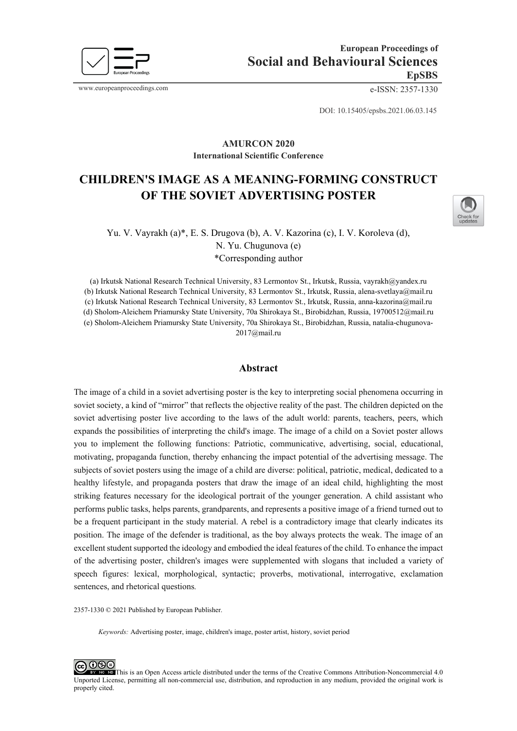European Proceedings of
**Social and Behavioural Sciences**
**EpSBS**

www.europeanproceedings.com e-ISSN: 2357-1330

DOI: 10.15405/epsbs.2021.06.03.145

**AMURCON 2020**
**International Scientific Conference**

# CHILDREN'S IMAGE AS A MEANING-FORMING CONSTRUCT OF THE SOVIET ADVERTISING POSTER

Yu. V. Vayrakh (a)*, E. S. Drugova (b), A. V. Kazorina (c), I. V. Koroleva (d), N. Yu. Chugunova (e)
*Corresponding author

(a) Irkutsk National Research Technical University, 83 Lermontov St., Irkutsk, Russia, vayrakh@yandex.ru
(b) Irkutsk National Research Technical University, 83 Lermontov St., Irkutsk, Russia, alena-svetlaya@mail.ru
(c) Irkutsk National Research Technical University, 83 Lermontov St., Irkutsk, Russia, anna-kazorina@mail.ru
(d) Sholom-Aleichem Priamursky State University, 70a Shirokaya St., Birobidzhan, Russia, 19700512@mail.ru
(e) Sholom-Aleichem Priamursky State University, 70a Shirokaya St., Birobidzhan, Russia, natalia-chugunova-2017@mail.ru

## Abstract

The image of a child in a soviet advertising poster is the key to interpreting social phenomena occurring in soviet society, a kind of "mirror" that reflects the objective reality of the past. The children depicted on the soviet advertising poster live according to the laws of the adult world: parents, teachers, peers, which expands the possibilities of interpreting the child's image. The image of a child on a Soviet poster allows you to implement the following functions: Patriotic, communicative, advertising, social, educational, motivating, propaganda function, thereby enhancing the impact potential of the advertising message. The subjects of soviet posters using the image of a child are diverse: political, patriotic, medical, dedicated to a healthy lifestyle, and propaganda posters that draw the image of an ideal child, highlighting the most striking features necessary for the ideological portrait of the younger generation. A child assistant who performs public tasks, helps parents, grandparents, and represents a positive image of a friend turned out to be a frequent participant in the study material. A rebel is a contradictory image that clearly indicates its position. The image of the defender is traditional, as the boy always protects the weak. The image of an excellent student supported the ideology and embodied the ideal features of the child. To enhance the impact of the advertising poster, children's images were supplemented with slogans that included a variety of speech figures: lexical, morphological, syntactic; proverbs, motivational, interrogative, exclamation sentences, and rhetorical questions.

2357-1330 © 2021 Published by European Publisher.

*Keywords:* Advertising poster, image, children's image, poster artist, history, soviet period

This is an Open Access article distributed under the terms of the Creative Commons Attribution-Noncommercial 4.0 Unported License, permitting all non-commercial use, distribution, and reproduction in any medium, provided the original work is properly cited.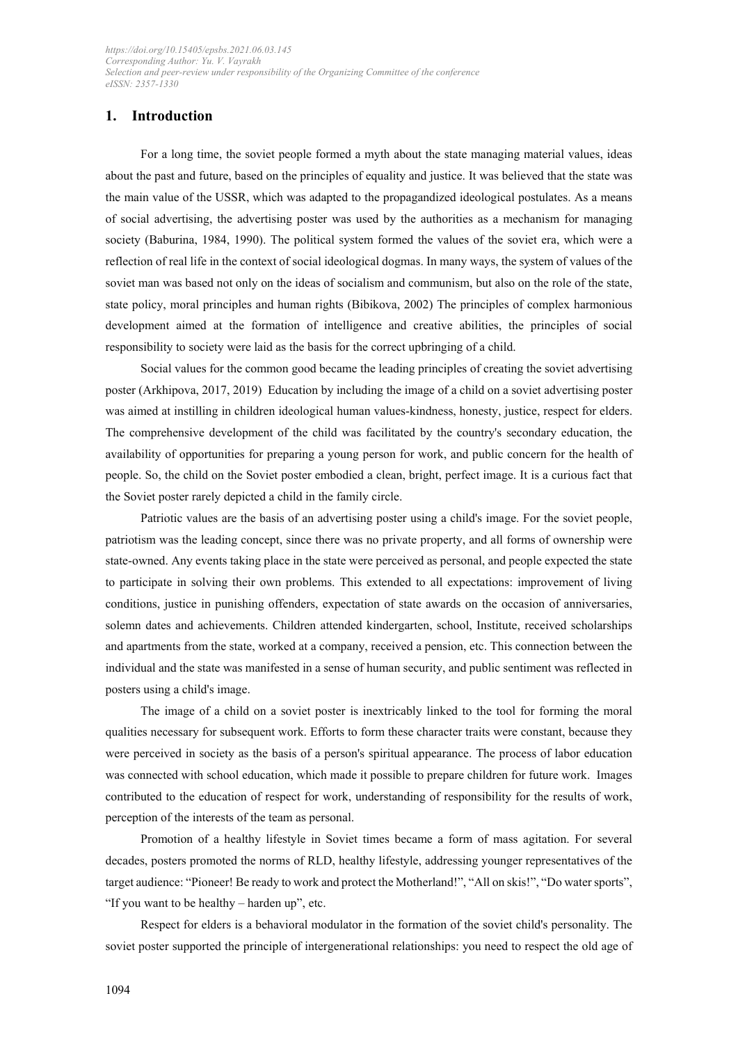## 1. Introduction

For a long time, the soviet people formed a myth about the state managing material values, ideas about the past and future, based on the principles of equality and justice. It was believed that the state was the main value of the USSR, which was adapted to the propagandized ideological postulates. As a means of social advertising, the advertising poster was used by the authorities as a mechanism for managing society (Baburina, 1984, 1990). The political system formed the values of the soviet era, which were a reflection of real life in the context of social ideological dogmas. In many ways, the system of values of the soviet man was based not only on the ideas of socialism and communism, but also on the role of the state, state policy, moral principles and human rights (Bibikova, 2002) The principles of complex harmonious development aimed at the formation of intelligence and creative abilities, the principles of social responsibility to society were laid as the basis for the correct upbringing of a child.

Social values for the common good became the leading principles of creating the soviet advertising poster (Arkhipova, 2017, 2019) Education by including the image of a child on a soviet advertising poster was aimed at instilling in children ideological human values-kindness, honesty, justice, respect for elders. The comprehensive development of the child was facilitated by the country's secondary education, the availability of opportunities for preparing a young person for work, and public concern for the health of people. So, the child on the Soviet poster embodied a clean, bright, perfect image. It is a curious fact that the Soviet poster rarely depicted a child in the family circle.

Patriotic values are the basis of an advertising poster using a child's image. For the soviet people, patriotism was the leading concept, since there was no private property, and all forms of ownership were state-owned. Any events taking place in the state were perceived as personal, and people expected the state to participate in solving their own problems. This extended to all expectations: improvement of living conditions, justice in punishing offenders, expectation of state awards on the occasion of anniversaries, solemn dates and achievements. Children attended kindergarten, school, Institute, received scholarships and apartments from the state, worked at a company, received a pension, etc. This connection between the individual and the state was manifested in a sense of human security, and public sentiment was reflected in posters using a child's image.

The image of a child on a soviet poster is inextricably linked to the tool for forming the moral qualities necessary for subsequent work. Efforts to form these character traits were constant, because they were perceived in society as the basis of a person's spiritual appearance. The process of labor education was connected with school education, which made it possible to prepare children for future work. Images contributed to the education of respect for work, understanding of responsibility for the results of work, perception of the interests of the team as personal.

Promotion of a healthy lifestyle in Soviet times became a form of mass agitation. For several decades, posters promoted the norms of RLD, healthy lifestyle, addressing younger representatives of the target audience: "Pioneer! Be ready to work and protect the Motherland!", "All on skis!", "Do water sports", "If you want to be healthy – harden up", etc.

Respect for elders is a behavioral modulator in the formation of the soviet child's personality. The soviet poster supported the principle of intergenerational relationships: you need to respect the old age of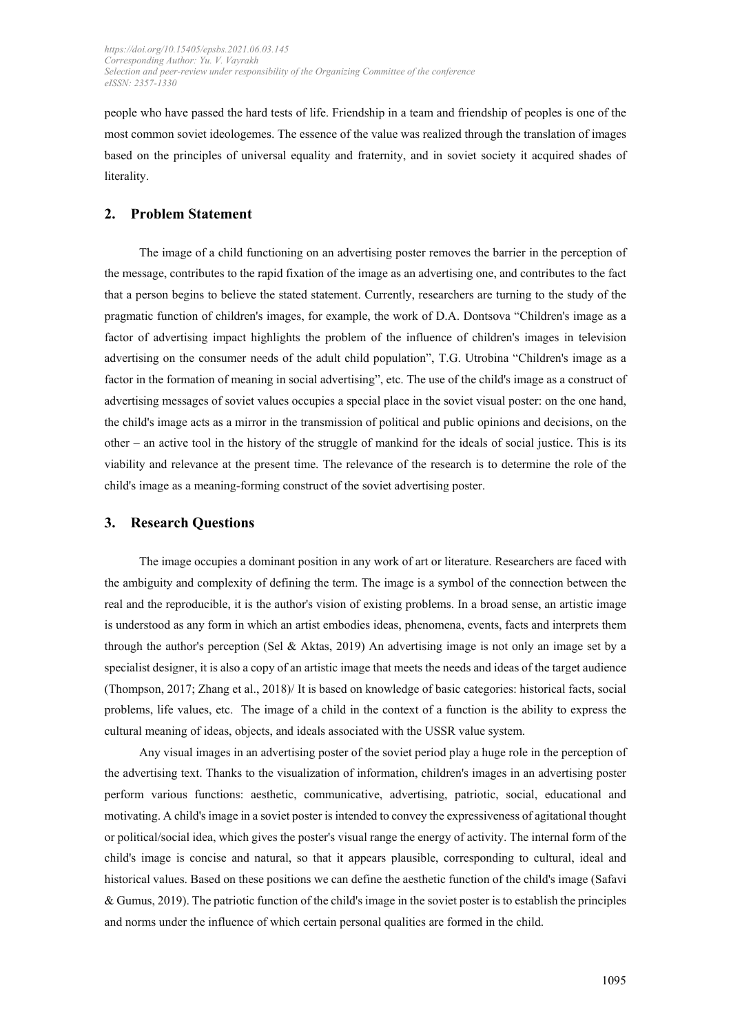people who have passed the hard tests of life. Friendship in a team and friendship of peoples is one of the most common soviet ideologemes. The essence of the value was realized through the translation of images based on the principles of universal equality and fraternity, and in soviet society it acquired shades of literality.

## 2. Problem Statement

The image of a child functioning on an advertising poster removes the barrier in the perception of the message, contributes to the rapid fixation of the image as an advertising one, and contributes to the fact that a person begins to believe the stated statement. Currently, researchers are turning to the study of the pragmatic function of children's images, for example, the work of D.A. Dontsova "Children's image as a factor of advertising impact highlights the problem of the influence of children's images in television advertising on the consumer needs of the adult child population", T.G. Utrobina "Children's image as a factor in the formation of meaning in social advertising", etc. The use of the child's image as a construct of advertising messages of soviet values occupies a special place in the soviet visual poster: on the one hand, the child's image acts as a mirror in the transmission of political and public opinions and decisions, on the other – an active tool in the history of the struggle of mankind for the ideals of social justice. This is its viability and relevance at the present time. The relevance of the research is to determine the role of the child's image as a meaning-forming construct of the soviet advertising poster.

## 3. Research Questions

The image occupies a dominant position in any work of art or literature. Researchers are faced with the ambiguity and complexity of defining the term. The image is a symbol of the connection between the real and the reproducible, it is the author's vision of existing problems. In a broad sense, an artistic image is understood as any form in which an artist embodies ideas, phenomena, events, facts and interprets them through the author's perception (Sel & Aktas, 2019) An advertising image is not only an image set by a specialist designer, it is also a copy of an artistic image that meets the needs and ideas of the target audience (Thompson, 2017; Zhang et al., 2018)/ It is based on knowledge of basic categories: historical facts, social problems, life values, etc. The image of a child in the context of a function is the ability to express the cultural meaning of ideas, objects, and ideals associated with the USSR value system.

Any visual images in an advertising poster of the soviet period play a huge role in the perception of the advertising text. Thanks to the visualization of information, children's images in an advertising poster perform various functions: aesthetic, communicative, advertising, patriotic, social, educational and motivating. A child's image in a soviet poster is intended to convey the expressiveness of agitational thought or political/social idea, which gives the poster's visual range the energy of activity. The internal form of the child's image is concise and natural, so that it appears plausible, corresponding to cultural, ideal and historical values. Based on these positions we can define the aesthetic function of the child's image (Safavi & Gumus, 2019). The patriotic function of the child's image in the soviet poster is to establish the principles and norms under the influence of which certain personal qualities are formed in the child.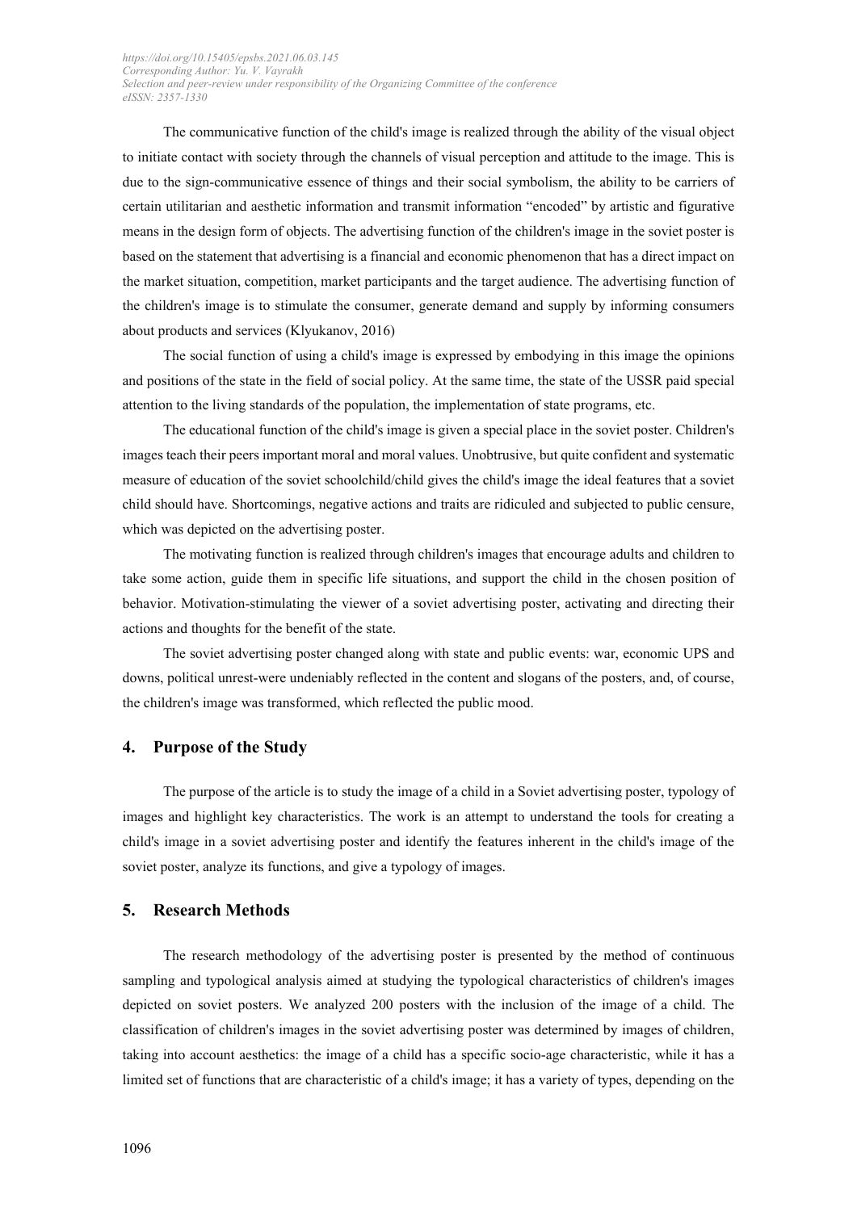The communicative function of the child's image is realized through the ability of the visual object to initiate contact with society through the channels of visual perception and attitude to the image. This is due to the sign-communicative essence of things and their social symbolism, the ability to be carriers of certain utilitarian and aesthetic information and transmit information "encoded" by artistic and figurative means in the design form of objects. The advertising function of the children's image in the soviet poster is based on the statement that advertising is a financial and economic phenomenon that has a direct impact on the market situation, competition, market participants and the target audience. The advertising function of the children's image is to stimulate the consumer, generate demand and supply by informing consumers about products and services (Klyukanov, 2016)

The social function of using a child's image is expressed by embodying in this image the opinions and positions of the state in the field of social policy. At the same time, the state of the USSR paid special attention to the living standards of the population, the implementation of state programs, etc.

The educational function of the child's image is given a special place in the soviet poster. Children's images teach their peers important moral and moral values. Unobtrusive, but quite confident and systematic measure of education of the soviet schoolchild/child gives the child's image the ideal features that a soviet child should have. Shortcomings, negative actions and traits are ridiculed and subjected to public censure, which was depicted on the advertising poster.

The motivating function is realized through children's images that encourage adults and children to take some action, guide them in specific life situations, and support the child in the chosen position of behavior. Motivation-stimulating the viewer of a soviet advertising poster, activating and directing their actions and thoughts for the benefit of the state.

The soviet advertising poster changed along with state and public events: war, economic UPS and downs, political unrest-were undeniably reflected in the content and slogans of the posters, and, of course, the children's image was transformed, which reflected the public mood.

## 4. Purpose of the Study

The purpose of the article is to study the image of a child in a Soviet advertising poster, typology of images and highlight key characteristics. The work is an attempt to understand the tools for creating a child's image in a soviet advertising poster and identify the features inherent in the child's image of the soviet poster, analyze its functions, and give a typology of images.

## 5. Research Methods

The research methodology of the advertising poster is presented by the method of continuous sampling and typological analysis aimed at studying the typological characteristics of children's images depicted on soviet posters. We analyzed 200 posters with the inclusion of the image of a child. The classification of children's images in the soviet advertising poster was determined by images of children, taking into account aesthetics: the image of a child has a specific socio-age characteristic, while it has a limited set of functions that are characteristic of a child's image; it has a variety of types, depending on the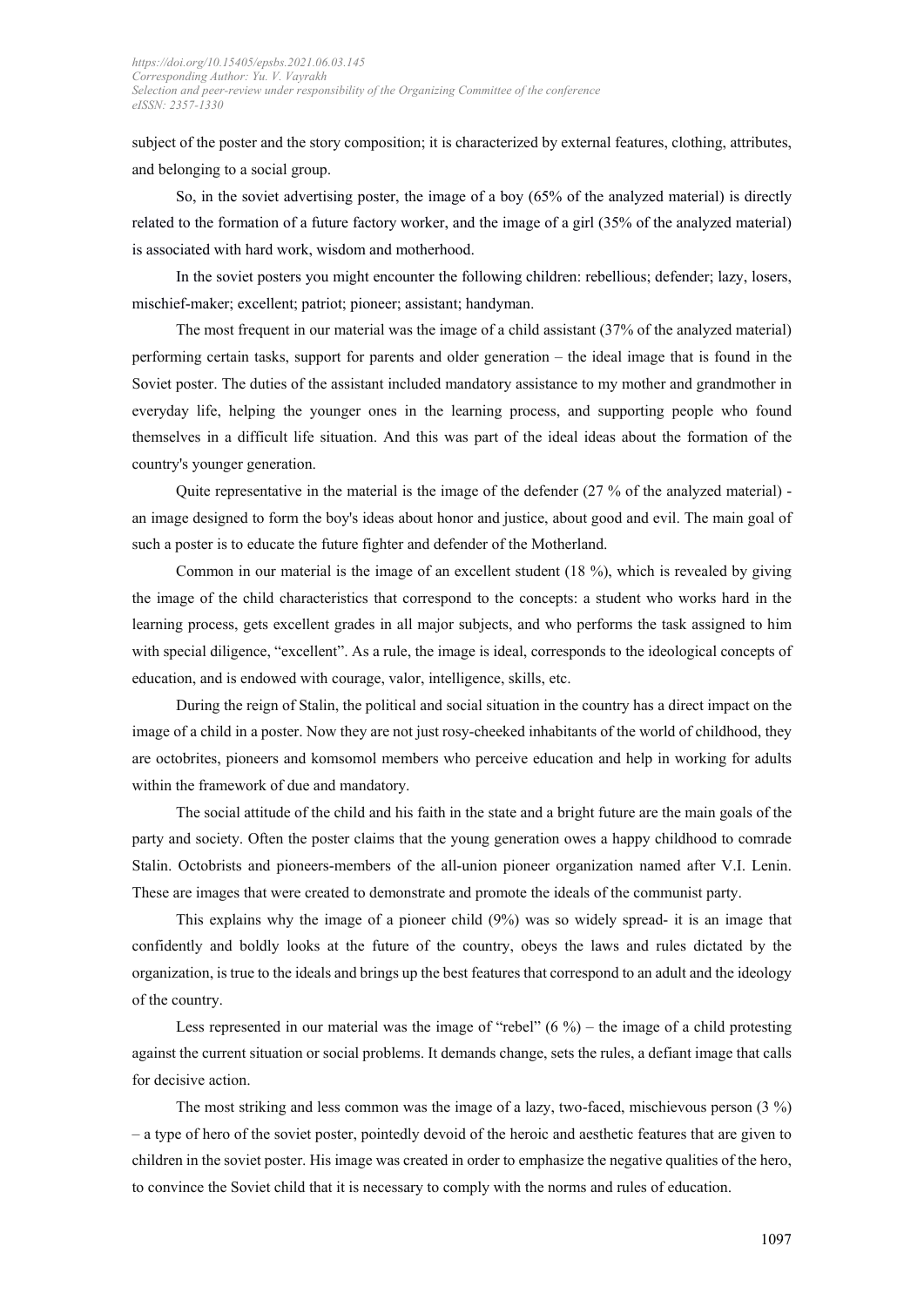subject of the poster and the story composition; it is characterized by external features, clothing, attributes, and belonging to a social group.

So, in the soviet advertising poster, the image of a boy (65% of the analyzed material) is directly related to the formation of a future factory worker, and the image of a girl (35% of the analyzed material) is associated with hard work, wisdom and motherhood.

In the soviet posters you might encounter the following children: rebellious; defender; lazy, losers, mischief-maker; excellent; patriot; pioneer; assistant; handyman.

The most frequent in our material was the image of a child assistant (37% of the analyzed material) performing certain tasks, support for parents and older generation – the ideal image that is found in the Soviet poster. The duties of the assistant included mandatory assistance to my mother and grandmother in everyday life, helping the younger ones in the learning process, and supporting people who found themselves in a difficult life situation. And this was part of the ideal ideas about the formation of the country's younger generation.

Quite representative in the material is the image of the defender (27 % of the analyzed material) - an image designed to form the boy's ideas about honor and justice, about good and evil. The main goal of such a poster is to educate the future fighter and defender of the Motherland.

Common in our material is the image of an excellent student (18 %), which is revealed by giving the image of the child characteristics that correspond to the concepts: a student who works hard in the learning process, gets excellent grades in all major subjects, and who performs the task assigned to him with special diligence, "excellent". As a rule, the image is ideal, corresponds to the ideological concepts of education, and is endowed with courage, valor, intelligence, skills, etc.

During the reign of Stalin, the political and social situation in the country has a direct impact on the image of a child in a poster. Now they are not just rosy-cheeked inhabitants of the world of childhood, they are octobrites, pioneers and komsomol members who perceive education and help in working for adults within the framework of due and mandatory.

The social attitude of the child and his faith in the state and a bright future are the main goals of the party and society. Often the poster claims that the young generation owes a happy childhood to comrade Stalin. Octobrists and pioneers-members of the all-union pioneer organization named after V.I. Lenin. These are images that were created to demonstrate and promote the ideals of the communist party.

This explains why the image of a pioneer child (9%) was so widely spread- it is an image that confidently and boldly looks at the future of the country, obeys the laws and rules dictated by the organization, is true to the ideals and brings up the best features that correspond to an adult and the ideology of the country.

Less represented in our material was the image of "rebel" (6 %) – the image of a child protesting against the current situation or social problems. It demands change, sets the rules, a defiant image that calls for decisive action.

The most striking and less common was the image of a lazy, two-faced, mischievous person (3 %) – a type of hero of the soviet poster, pointedly devoid of the heroic and aesthetic features that are given to children in the soviet poster. His image was created in order to emphasize the negative qualities of the hero, to convince the Soviet child that it is necessary to comply with the norms and rules of education.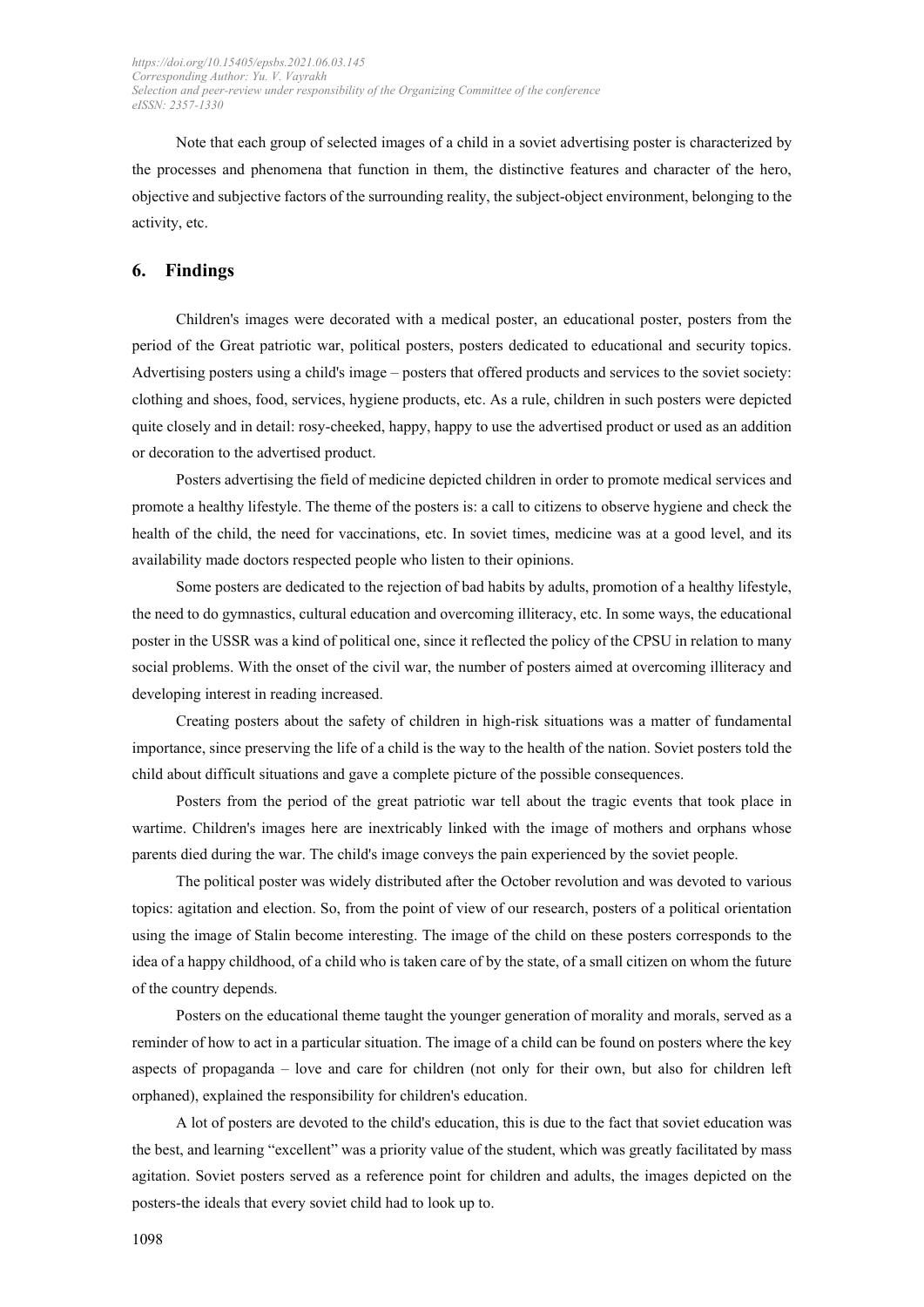Note that each group of selected images of a child in a soviet advertising poster is characterized by the processes and phenomena that function in them, the distinctive features and character of the hero, objective and subjective factors of the surrounding reality, the subject-object environment, belonging to the activity, etc.

## 6. Findings

Children's images were decorated with a medical poster, an educational poster, posters from the period of the Great patriotic war, political posters, posters dedicated to educational and security topics. Advertising posters using a child's image – posters that offered products and services to the soviet society: clothing and shoes, food, services, hygiene products, etc. As a rule, children in such posters were depicted quite closely and in detail: rosy-cheeked, happy, happy to use the advertised product or used as an addition or decoration to the advertised product.

Posters advertising the field of medicine depicted children in order to promote medical services and promote a healthy lifestyle. The theme of the posters is: a call to citizens to observe hygiene and check the health of the child, the need for vaccinations, etc. In soviet times, medicine was at a good level, and its availability made doctors respected people who listen to their opinions.

Some posters are dedicated to the rejection of bad habits by adults, promotion of a healthy lifestyle, the need to do gymnastics, cultural education and overcoming illiteracy, etc. In some ways, the educational poster in the USSR was a kind of political one, since it reflected the policy of the CPSU in relation to many social problems. With the onset of the civil war, the number of posters aimed at overcoming illiteracy and developing interest in reading increased.

Creating posters about the safety of children in high-risk situations was a matter of fundamental importance, since preserving the life of a child is the way to the health of the nation. Soviet posters told the child about difficult situations and gave a complete picture of the possible consequences.

Posters from the period of the great patriotic war tell about the tragic events that took place in wartime. Children's images here are inextricably linked with the image of mothers and orphans whose parents died during the war. The child's image conveys the pain experienced by the soviet people.

The political poster was widely distributed after the October revolution and was devoted to various topics: agitation and election. So, from the point of view of our research, posters of a political orientation using the image of Stalin become interesting. The image of the child on these posters corresponds to the idea of a happy childhood, of a child who is taken care of by the state, of a small citizen on whom the future of the country depends.

Posters on the educational theme taught the younger generation of morality and morals, served as a reminder of how to act in a particular situation. The image of a child can be found on posters where the key aspects of propaganda – love and care for children (not only for their own, but also for children left orphaned), explained the responsibility for children's education.

A lot of posters are devoted to the child's education, this is due to the fact that soviet education was the best, and learning "excellent" was a priority value of the student, which was greatly facilitated by mass agitation. Soviet posters served as a reference point for children and adults, the images depicted on the posters-the ideals that every soviet child had to look up to.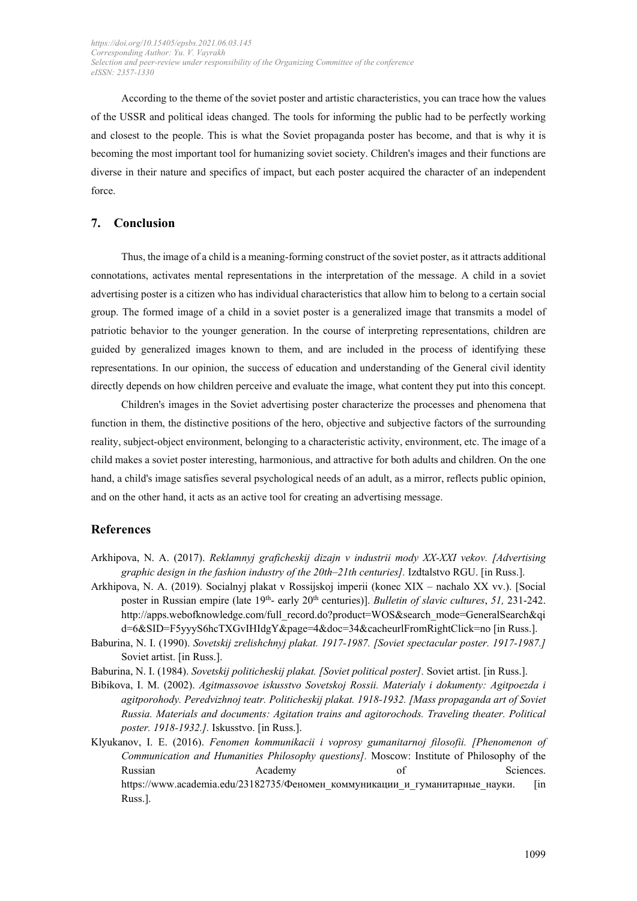According to the theme of the soviet poster and artistic characteristics, you can trace how the values of the USSR and political ideas changed. The tools for informing the public had to be perfectly working and closest to the people. This is what the Soviet propaganda poster has become, and that is why it is becoming the most important tool for humanizing soviet society. Children's images and their functions are diverse in their nature and specifics of impact, but each poster acquired the character of an independent force.

## 7. Conclusion

Thus, the image of a child is a meaning-forming construct of the soviet poster, as it attracts additional connotations, activates mental representations in the interpretation of the message. A child in a soviet advertising poster is a citizen who has individual characteristics that allow him to belong to a certain social group. The formed image of a child in a soviet poster is a generalized image that transmits a model of patriotic behavior to the younger generation. In the course of interpreting representations, children are guided by generalized images known to them, and are included in the process of identifying these representations. In our opinion, the success of education and understanding of the General civil identity directly depends on how children perceive and evaluate the image, what content they put into this concept.

Children's images in the Soviet advertising poster characterize the processes and phenomena that function in them, the distinctive positions of the hero, objective and subjective factors of the surrounding reality, subject-object environment, belonging to a characteristic activity, environment, etc. The image of a child makes a soviet poster interesting, harmonious, and attractive for both adults and children. On the one hand, a child's image satisfies several psychological needs of an adult, as a mirror, reflects public opinion, and on the other hand, it acts as an active tool for creating an advertising message.

## References

Arkhipova, N. A. (2017). *Reklamnyj graficheskij dizajn v industrii mody XX-XXI vekov. [Advertising graphic design in the fashion industry of the 20th–21th centuries].* Izdtalstvo RGU. [in Russ.].

Arkhipova, N. A. (2019). Socialnyj plakat v Rossijskoj imperii (konec XIX – nachalo XX vv.). [Social poster in Russian empire (late 19th- early 20th centuries)]. *Bulletin of slavic cultures*, *51,* 231-242. http://apps.webofknowledge.com/full_record.do?product=WOS&search_mode=GeneralSearch&qid=6&SID=F5yyyS6hcTXGvIHIdgY&page=4&doc=34&cacheurlFromRightClick=no [in Russ.].

Baburina, N. I. (1990). *Sovetskij zrelishchnyj plakat. 1917-1987. [Soviet spectacular poster. 1917-1987.]* Soviet artist. [in Russ.].

Baburina, N. I. (1984). *Sovetskij politicheskij plakat. [Soviet political poster].* Soviet artist. [in Russ.].

Bibikova, I. M. (2002). *Agitmassovoe iskusstvo Sovetskoj Rossii. Materialy i dokumenty: Agitpoezda i agitporohody. Peredvizhnoj teatr. Politicheskij plakat. 1918-1932. [Mass propaganda art of Soviet Russia. Materials and documents: Agitation trains and agitorochods. Traveling theater. Political poster. 1918-1932.].* Iskusstvo. [in Russ.].

Klyukanov, I. E. (2016). *Fenomen kommunikacii i voprosy gumanitarnoj filosofii. [Phenomenon of Communication and Humanities Philosophy questions].* Moscow: Institute of Philosophy of the Russian Academy of Sciences. https://www.academia.edu/23182735/Феномен_коммуникации_и_гуманитарные_науки. [in Russ.].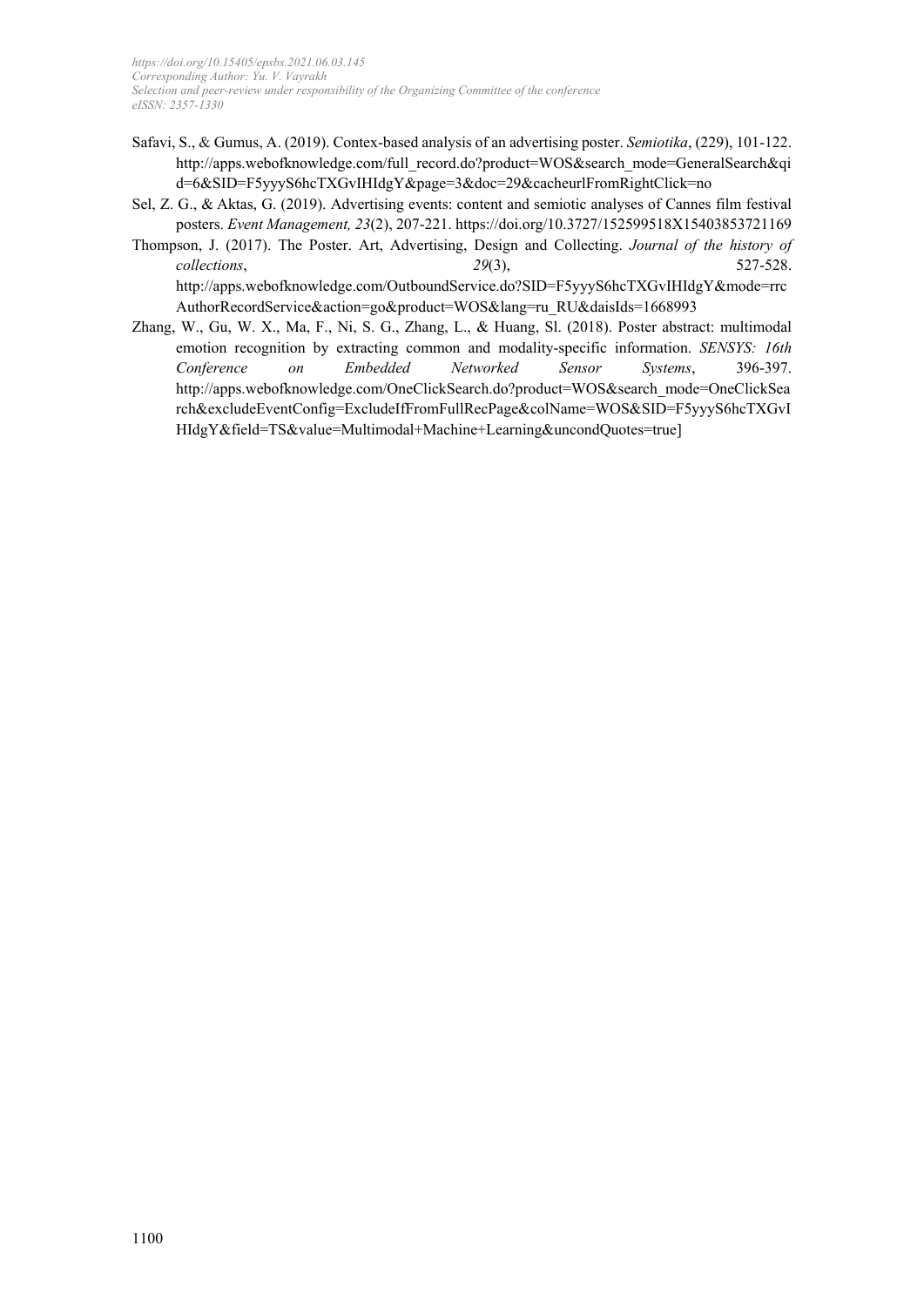Safavi, S., & Gumus, A. (2019). Contex-based analysis of an advertising poster. *Semiotika*, (229), 101-122. http://apps.webofknowledge.com/full_record.do?product=WOS&search_mode=GeneralSearch&qid=6&SID=F5yyyS6hcTXGvIHIdgY&page=3&doc=29&cacheurlFromRightClick=no

Sel, Z. G., & Aktas, G. (2019). Advertising events: content and semiotic analyses of Cannes film festival posters. *Event Management, 23*(2), 207-221. https://doi.org/10.3727/152599518X15403853721169

Thompson, J. (2017). The Poster. Art, Advertising, Design and Collecting. *Journal of the history of collections*, *29*(3), 527-528. http://apps.webofknowledge.com/OutboundService.do?SID=F5yyyS6hcTXGvIHIdgY&mode=rrcAuthorRecordService&action=go&product=WOS&lang=ru_RU&daisIds=1668993

Zhang, W., Gu, W. X., Ma, F., Ni, S. G., Zhang, L., & Huang, Sl. (2018). Poster abstract: multimodal emotion recognition by extracting common and modality-specific information. *SENSYS: 16th Conference on Embedded Networked Sensor Systems*, 396-397. http://apps.webofknowledge.com/OneClickSearch.do?product=WOS&search_mode=OneClickSearch&excludeEventConfig=ExcludeIfFromFullRecPage&colName=WOS&SID=F5yyyS6hcTXGvIHIdgY&field=TS&value=Multimodal+Machine+Learning&uncondQuotes=true]